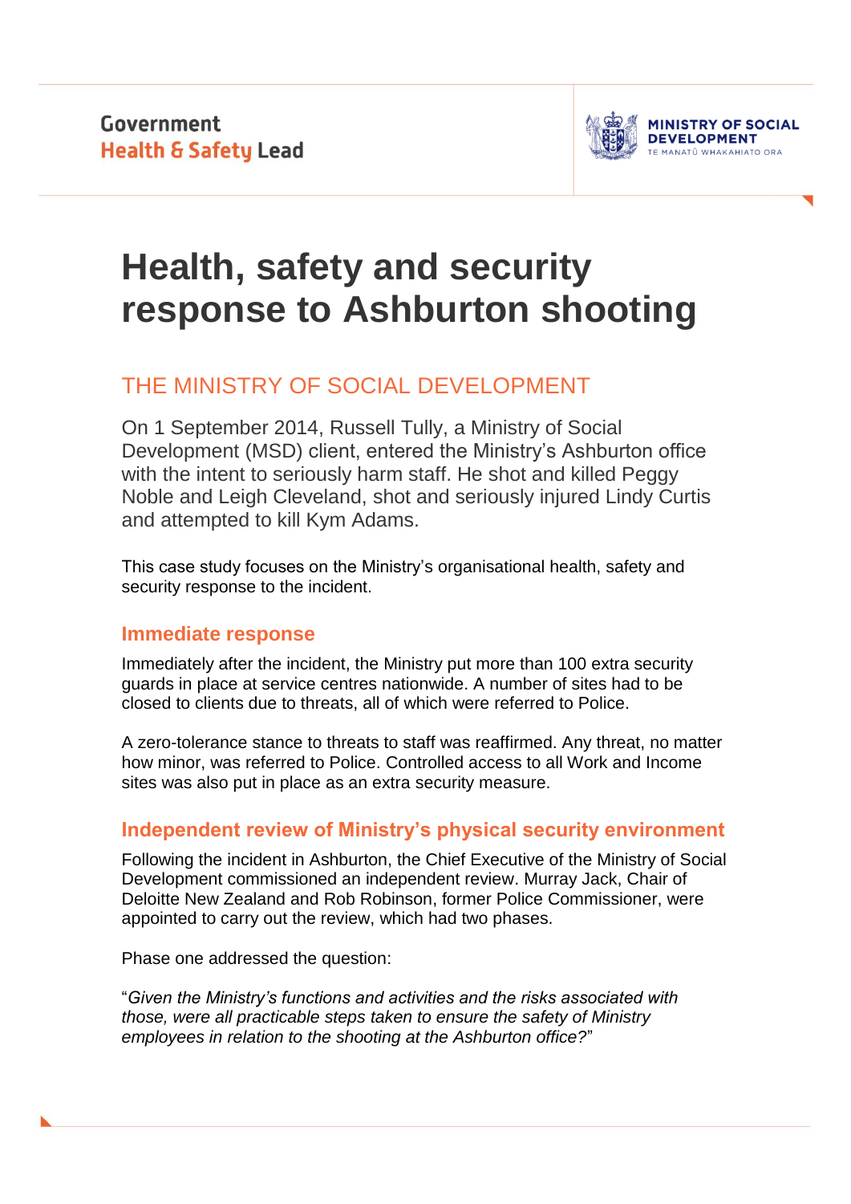Government
Health & Safety Lead

MINISTRY OF SOCIAL DEVELOPMENT
TE MANATŪ WHAKAHIATO ORA

# Health, safety and security response to Ashburton shooting

## THE MINISTRY OF SOCIAL DEVELOPMENT

On 1 September 2014, Russell Tully, a Ministry of Social Development (MSD) client, entered the Ministry's Ashburton office with the intent to seriously harm staff. He shot and killed Peggy Noble and Leigh Cleveland, shot and seriously injured Lindy Curtis and attempted to kill Kym Adams.

This case study focuses on the Ministry's organisational health, safety and security response to the incident.

### Immediate response

Immediately after the incident, the Ministry put more than 100 extra security guards in place at service centres nationwide. A number of sites had to be closed to clients due to threats, all of which were referred to Police.

A zero-tolerance stance to threats to staff was reaffirmed. Any threat, no matter how minor, was referred to Police. Controlled access to all Work and Income sites was also put in place as an extra security measure.

### Independent review of Ministry's physical security environment

Following the incident in Ashburton, the Chief Executive of the Ministry of Social Development commissioned an independent review. Murray Jack, Chair of Deloitte New Zealand and Rob Robinson, former Police Commissioner, were appointed to carry out the review, which had two phases.

Phase one addressed the question:

"*Given the Ministry's functions and activities and the risks associated with those, were all practicable steps taken to ensure the safety of Ministry employees in relation to the shooting at the Ashburton office?*"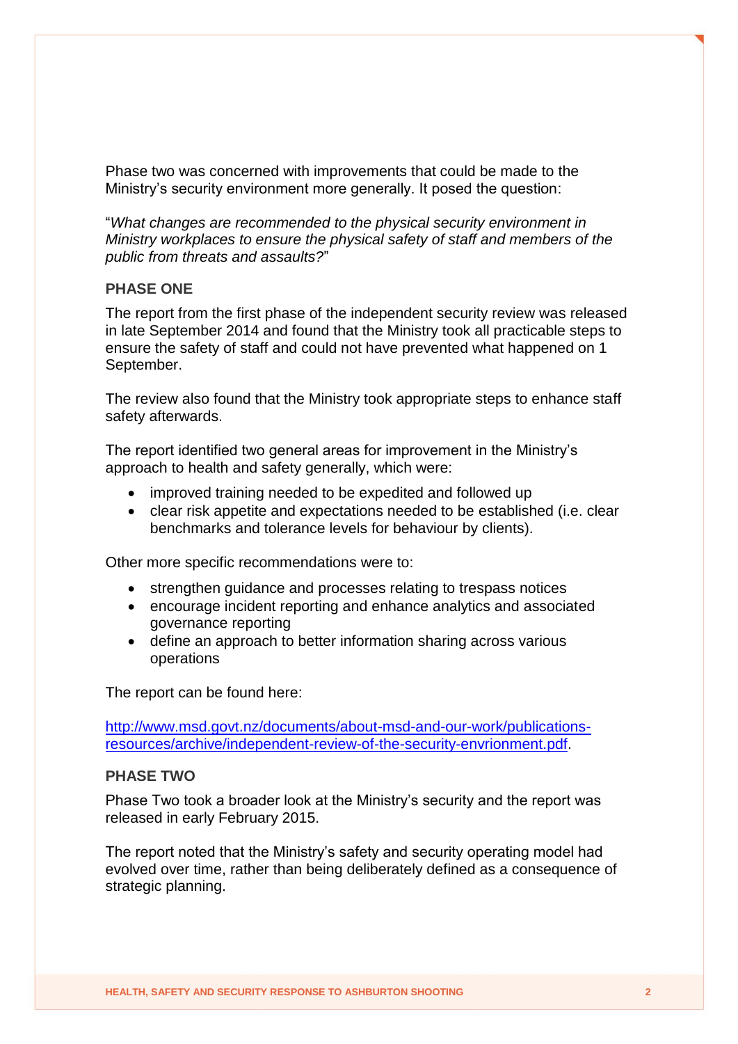Phase two was concerned with improvements that could be made to the Ministry's security environment more generally. It posed the question:

"*What changes are recommended to the physical security environment in Ministry workplaces to ensure the physical safety of staff and members of the public from threats and assaults?*"

### PHASE ONE

The report from the first phase of the independent security review was released in late September 2014 and found that the Ministry took all practicable steps to ensure the safety of staff and could not have prevented what happened on 1 September.

The review also found that the Ministry took appropriate steps to enhance staff safety afterwards.

The report identified two general areas for improvement in the Ministry's approach to health and safety generally, which were:

- improved training needed to be expedited and followed up
- clear risk appetite and expectations needed to be established (i.e. clear benchmarks and tolerance levels for behaviour by clients).

Other more specific recommendations were to:

- strengthen guidance and processes relating to trespass notices
- encourage incident reporting and enhance analytics and associated governance reporting
- define an approach to better information sharing across various operations

The report can be found here:

[http://www.msd.govt.nz/documents/about-msd-and-our-work/publications-resources/archive/independent-review-of-the-security-envrionment.pdf](http://www.msd.govt.nz/documents/about-msd-and-our-work/publications-resources/archive/independent-review-of-the-security-envrionment.pdf).

### PHASE TWO

Phase Two took a broader look at the Ministry's security and the report was released in early February 2015.

The report noted that the Ministry's safety and security operating model had evolved over time, rather than being deliberately defined as a consequence of strategic planning.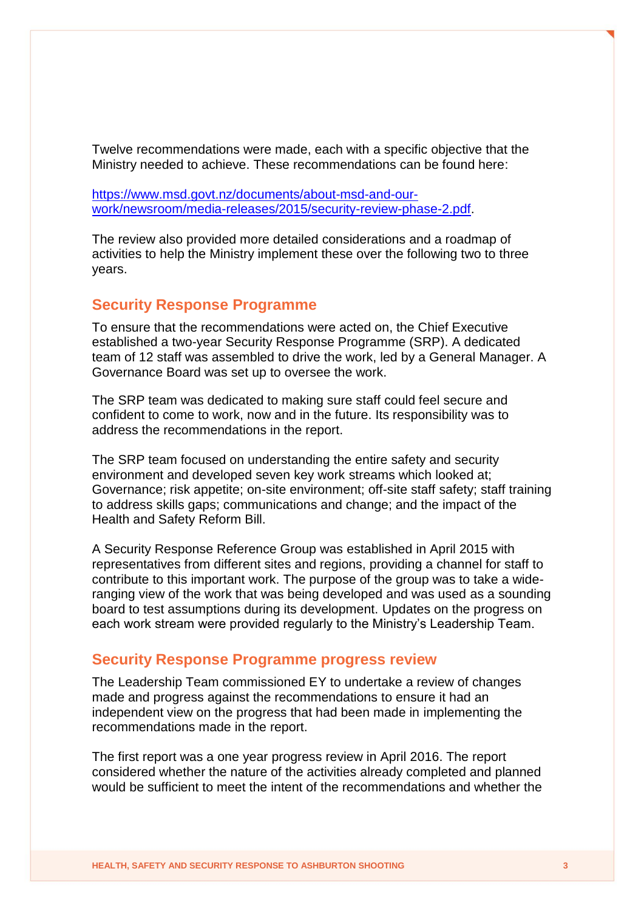Twelve recommendations were made, each with a specific objective that the Ministry needed to achieve. These recommendations can be found here:

https://www.msd.govt.nz/documents/about-msd-and-our-work/newsroom/media-releases/2015/security-review-phase-2.pdf.

The review also provided more detailed considerations and a roadmap of activities to help the Ministry implement these over the following two to three years.

## Security Response Programme

To ensure that the recommendations were acted on, the Chief Executive established a two-year Security Response Programme (SRP). A dedicated team of 12 staff was assembled to drive the work, led by a General Manager. A Governance Board was set up to oversee the work.

The SRP team was dedicated to making sure staff could feel secure and confident to come to work, now and in the future. Its responsibility was to address the recommendations in the report.

The SRP team focused on understanding the entire safety and security environment and developed seven key work streams which looked at; Governance; risk appetite; on-site environment; off-site staff safety; staff training to address skills gaps; communications and change; and the impact of the Health and Safety Reform Bill.

A Security Response Reference Group was established in April 2015 with representatives from different sites and regions, providing a channel for staff to contribute to this important work. The purpose of the group was to take a wide-ranging view of the work that was being developed and was used as a sounding board to test assumptions during its development. Updates on the progress on each work stream were provided regularly to the Ministry's Leadership Team.

## Security Response Programme progress review

The Leadership Team commissioned EY to undertake a review of changes made and progress against the recommendations to ensure it had an independent view on the progress that had been made in implementing the recommendations made in the report.

The first report was a one year progress review in April 2016. The report considered whether the nature of the activities already completed and planned would be sufficient to meet the intent of the recommendations and whether the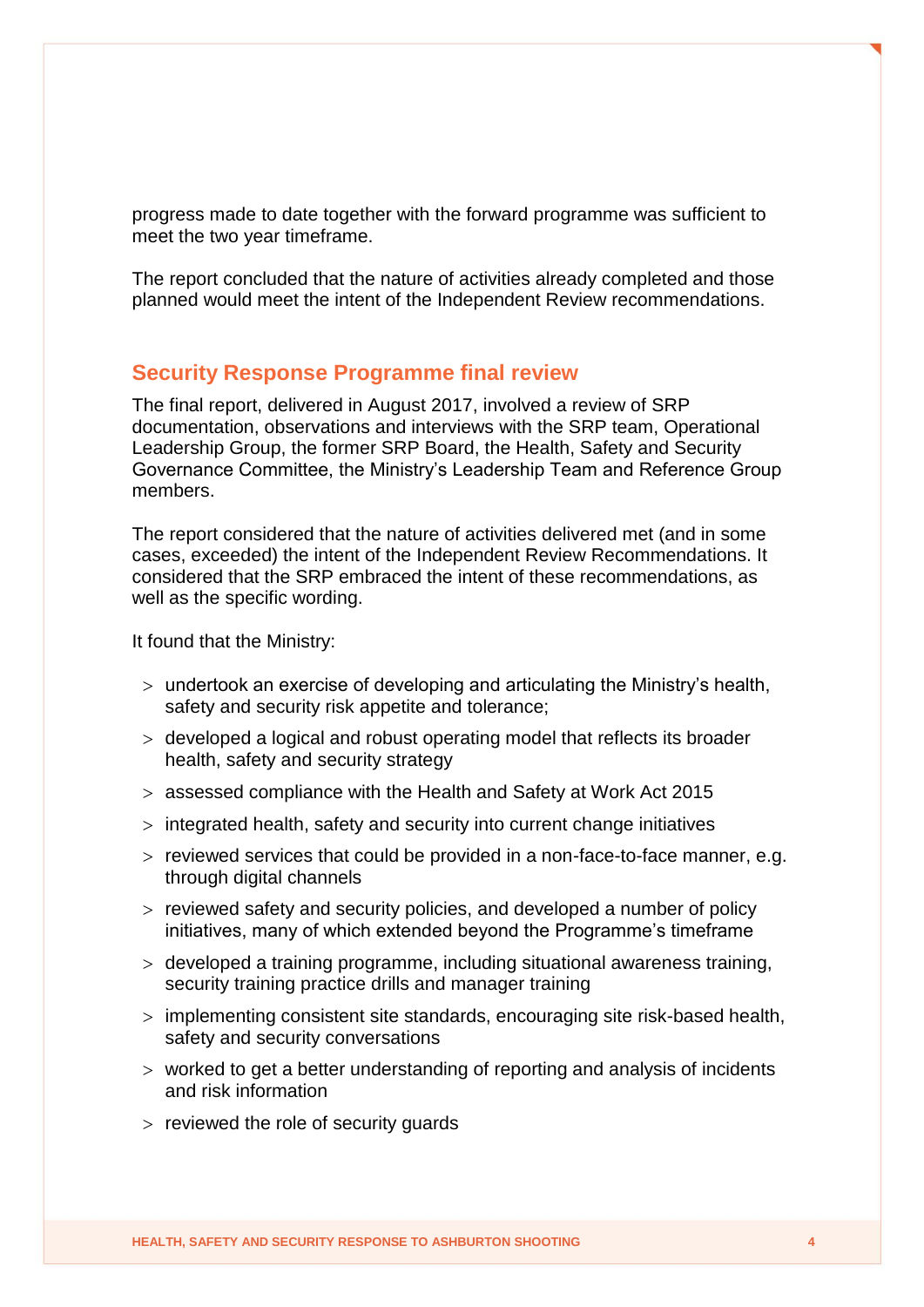progress made to date together with the forward programme was sufficient to meet the two year timeframe.

The report concluded that the nature of activities already completed and those planned would meet the intent of the Independent Review recommendations.

## Security Response Programme final review

The final report, delivered in August 2017, involved a review of SRP documentation, observations and interviews with the SRP team, Operational Leadership Group, the former SRP Board, the Health, Safety and Security Governance Committee, the Ministry's Leadership Team and Reference Group members.

The report considered that the nature of activities delivered met (and in some cases, exceeded) the intent of the Independent Review Recommendations. It considered that the SRP embraced the intent of these recommendations, as well as the specific wording.

It found that the Ministry:

- undertook an exercise of developing and articulating the Ministry's health, safety and security risk appetite and tolerance;
- developed a logical and robust operating model that reflects its broader health, safety and security strategy
- assessed compliance with the Health and Safety at Work Act 2015
- integrated health, safety and security into current change initiatives
- reviewed services that could be provided in a non-face-to-face manner, e.g. through digital channels
- reviewed safety and security policies, and developed a number of policy initiatives, many of which extended beyond the Programme's timeframe
- developed a training programme, including situational awareness training, security training practice drills and manager training
- implementing consistent site standards, encouraging site risk-based health, safety and security conversations
- worked to get a better understanding of reporting and analysis of incidents and risk information
- reviewed the role of security guards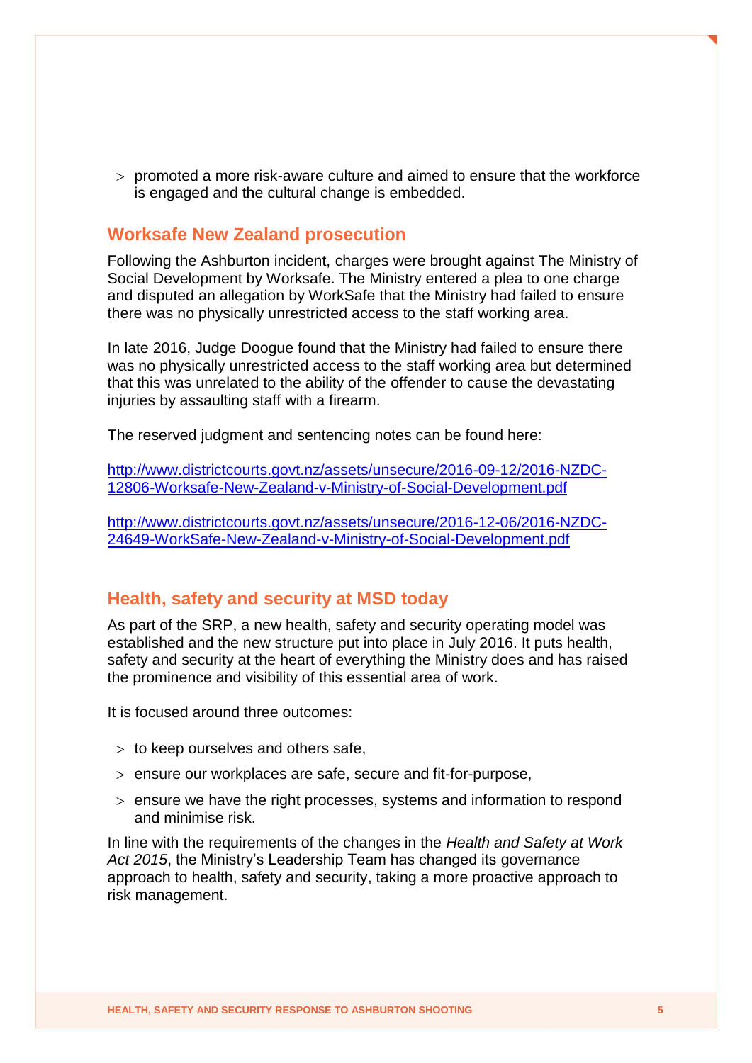- promoted a more risk-aware culture and aimed to ensure that the workforce is engaged and the cultural change is embedded.

## Worksafe New Zealand prosecution

Following the Ashburton incident, charges were brought against The Ministry of Social Development by Worksafe. The Ministry entered a plea to one charge and disputed an allegation by WorkSafe that the Ministry had failed to ensure there was no physically unrestricted access to the staff working area.

In late 2016, Judge Doogue found that the Ministry had failed to ensure there was no physically unrestricted access to the staff working area but determined that this was unrelated to the ability of the offender to cause the devastating injuries by assaulting staff with a firearm.

The reserved judgment and sentencing notes can be found here:

http://www.districtcourts.govt.nz/assets/unsecure/2016-09-12/2016-NZDC-12806-Worksafe-New-Zealand-v-Ministry-of-Social-Development.pdf

http://www.districtcourts.govt.nz/assets/unsecure/2016-12-06/2016-NZDC-24649-WorkSafe-New-Zealand-v-Ministry-of-Social-Development.pdf

## Health, safety and security at MSD today

As part of the SRP, a new health, safety and security operating model was established and the new structure put into place in July 2016. It puts health, safety and security at the heart of everything the Ministry does and has raised the prominence and visibility of this essential area of work.

It is focused around three outcomes:

- to keep ourselves and others safe,
- ensure our workplaces are safe, secure and fit-for-purpose,
- ensure we have the right processes, systems and information to respond and minimise risk.

In line with the requirements of the changes in the *Health and Safety at Work Act 2015*, the Ministry's Leadership Team has changed its governance approach to health, safety and security, taking a more proactive approach to risk management.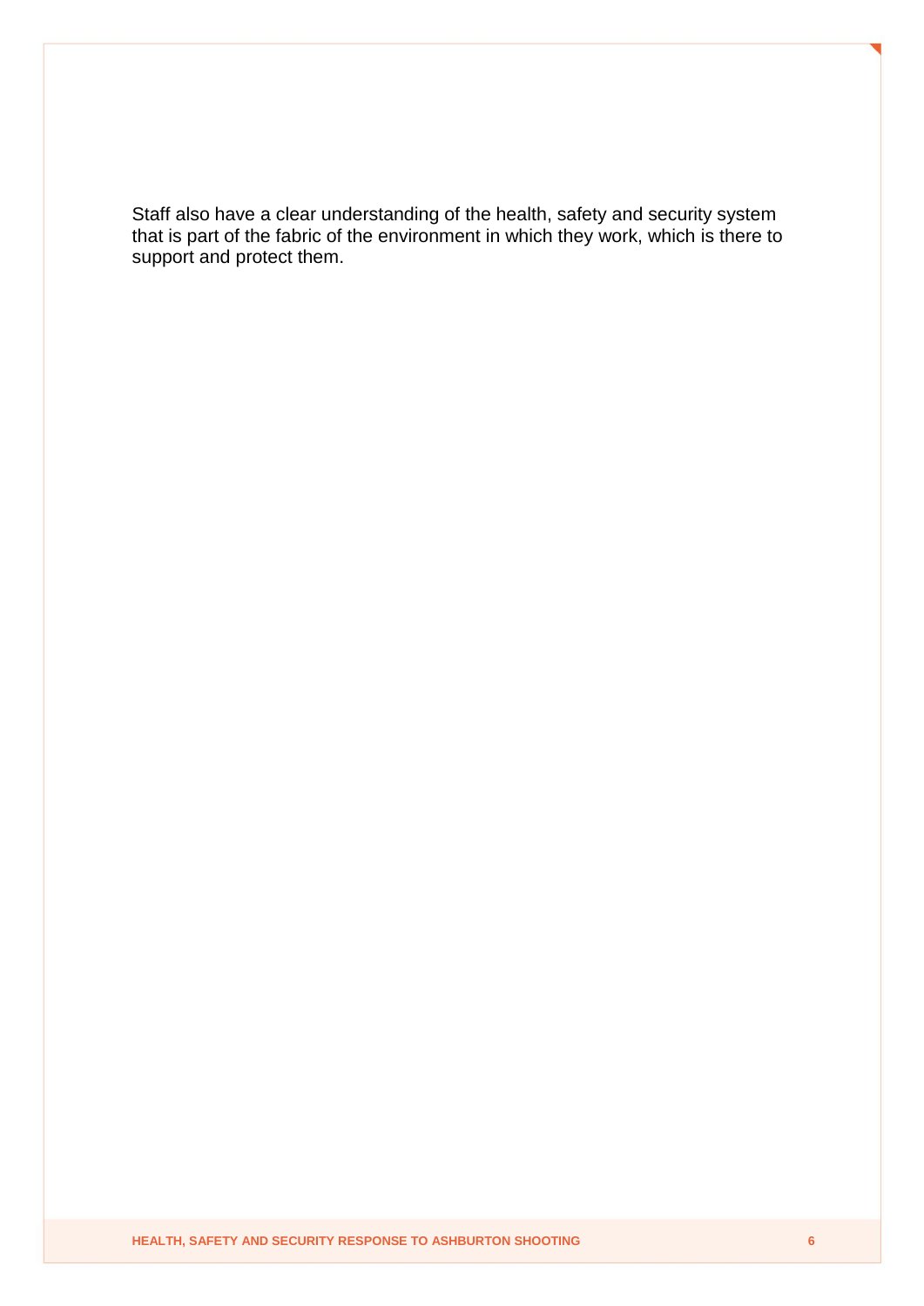Staff also have a clear understanding of the health, safety and security system that is part of the fabric of the environment in which they work, which is there to support and protect them.